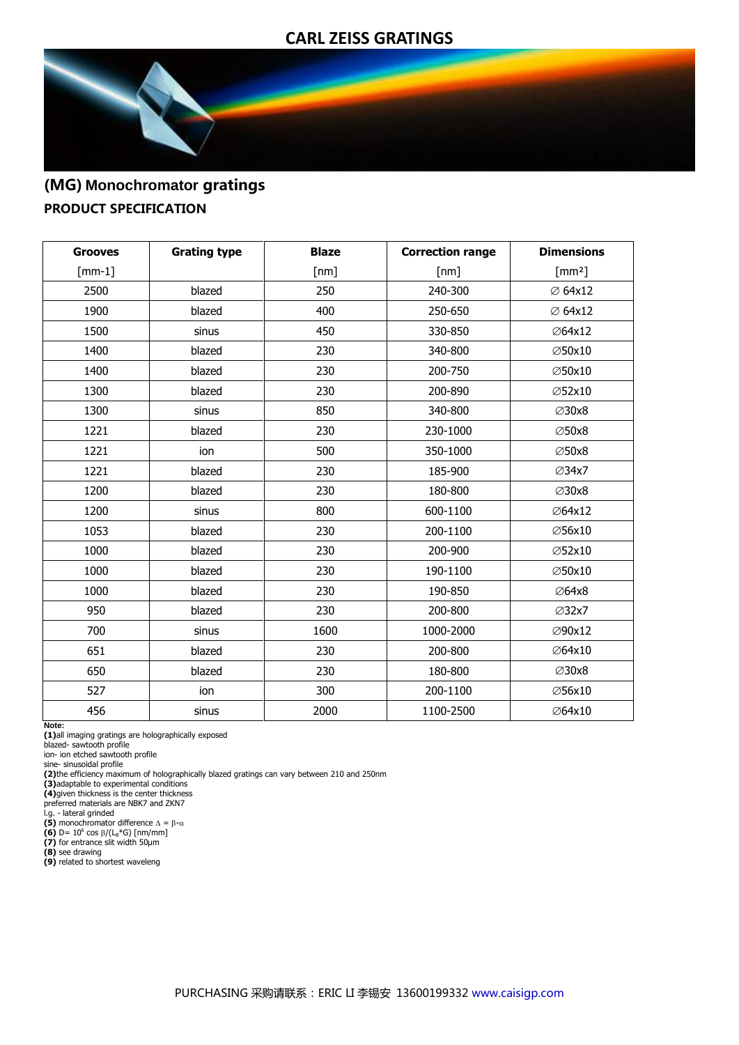# CARL ZEISS GRATINGS

## (MG) Monochromator gratings

### PRODUCT SPECIFICATION

| Grooves [mm-1] | Grating type | Blaze [nm] | Correction range [nm] | Dimensions [mm²] |
|---|---|---|---|---|
| 2500 | blazed | 250 | 240-300 | ∅ 64x12 |
| 1900 | blazed | 400 | 250-650 | ∅ 64x12 |
| 1500 | sinus | 450 | 330-850 | ∅64x12 |
| 1400 | blazed | 230 | 340-800 | ∅50x10 |
| 1400 | blazed | 230 | 200-750 | ∅50x10 |
| 1300 | blazed | 230 | 200-890 | ∅52x10 |
| 1300 | sinus | 850 | 340-800 | ∅30x8 |
| 1221 | blazed | 230 | 230-1000 | ∅50x8 |
| 1221 | ion | 500 | 350-1000 | ∅50x8 |
| 1221 | blazed | 230 | 185-900 | ∅34x7 |
| 1200 | blazed | 230 | 180-800 | ∅30x8 |
| 1200 | sinus | 800 | 600-1100 | ∅64x12 |
| 1053 | blazed | 230 | 200-1100 | ∅56x10 |
| 1000 | blazed | 230 | 200-900 | ∅52x10 |
| 1000 | blazed | 230 | 190-1100 | ∅50x10 |
| 1000 | blazed | 230 | 190-850 | ∅64x8 |
| 950 | blazed | 230 | 200-800 | ∅32x7 |
| 700 | sinus | 1600 | 1000-2000 | ∅90x12 |
| 651 | blazed | 230 | 200-800 | ∅64x10 |
| 650 | blazed | 230 | 180-800 | ∅30x8 |
| 527 | ion | 300 | 200-1100 | ∅56x10 |
| 456 | sinus | 2000 | 1100-2500 | ∅64x10 |

**Note:**
**(1)** all imaging gratings are holographically exposed
blazed- sawtooth profile
ion- ion etched sawtooth profile
sine- sinusoidal profile
**(2)** the efficiency maximum of holographically blazed gratings can vary between 210 and 250nm
**(3)** adaptable to experimental conditions
**(4)** given thickness is the center thickness
preferred materials are NBK7 and ZKN7
l.g. - lateral grinded
**(5)** monochromator difference $\Delta = \beta - \alpha$
**(6)** $D = 10^6 \cos\beta/(L_B * G)$ [nm/mm]
**(7)** for entrance slit width 50µm
**(8)** see drawing
**(9)** related to shortest waveleng

PURCHASING 采购请联系：ERIC LI 李锡安 13600199332 www.caisigp.com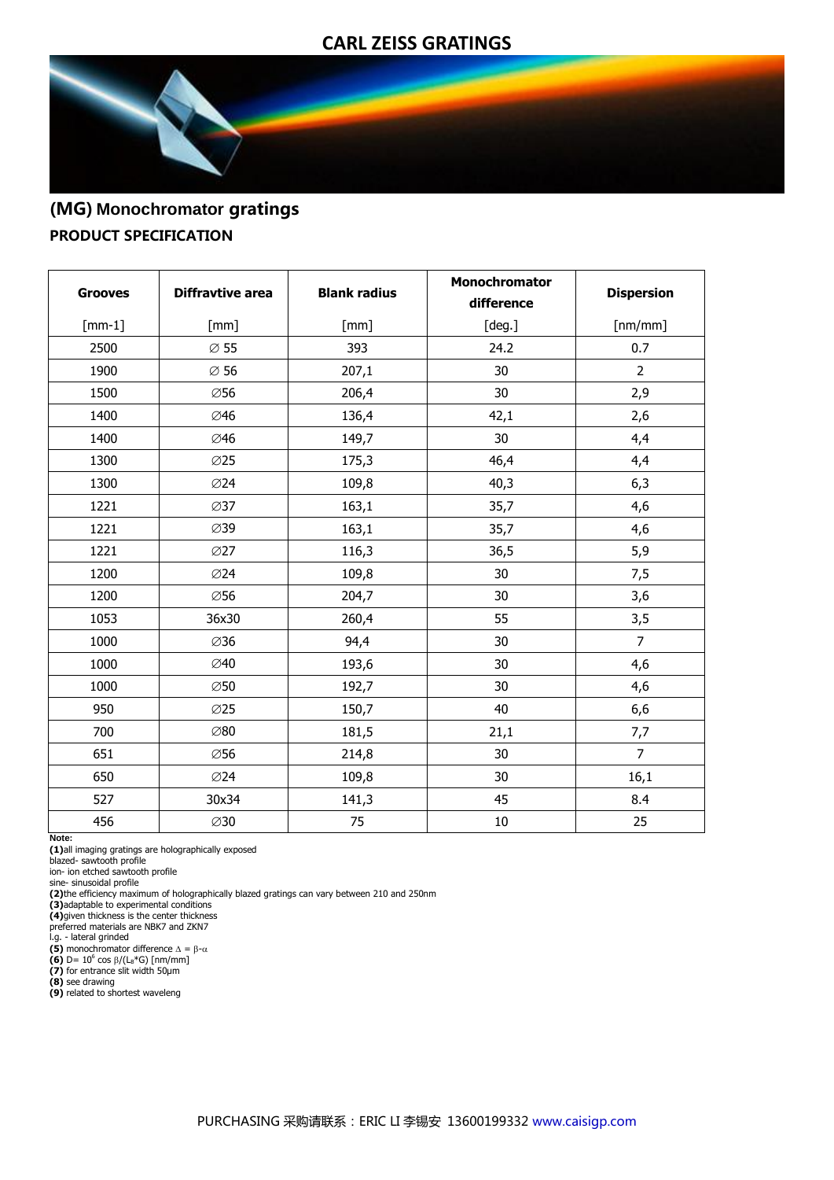# CARL ZEISS GRATINGS

## (MG) Monochromator gratings

### PRODUCT SPECIFICATION

| Grooves [mm-1] | Diffravtive area [mm] | Blank radius [mm] | Monochromator difference [deg.] | Dispersion [nm/mm] |
|---|---|---|---|---|
| 2500 | ∅ 55 | 393 | 24.2 | 0.7 |
| 1900 | ∅ 56 | 207,1 | 30 | 2 |
| 1500 | ∅56 | 206,4 | 30 | 2,9 |
| 1400 | ∅46 | 136,4 | 42,1 | 2,6 |
| 1400 | ∅46 | 149,7 | 30 | 4,4 |
| 1300 | ∅25 | 175,3 | 46,4 | 4,4 |
| 1300 | ∅24 | 109,8 | 40,3 | 6,3 |
| 1221 | ∅37 | 163,1 | 35,7 | 4,6 |
| 1221 | ∅39 | 163,1 | 35,7 | 4,6 |
| 1221 | ∅27 | 116,3 | 36,5 | 5,9 |
| 1200 | ∅24 | 109,8 | 30 | 7,5 |
| 1200 | ∅56 | 204,7 | 30 | 3,6 |
| 1053 | 36x30 | 260,4 | 55 | 3,5 |
| 1000 | ∅36 | 94,4 | 30 | 7 |
| 1000 | ∅40 | 193,6 | 30 | 4,6 |
| 1000 | ∅50 | 192,7 | 30 | 4,6 |
| 950 | ∅25 | 150,7 | 40 | 6,6 |
| 700 | ∅80 | 181,5 | 21,1 | 7,7 |
| 651 | ∅56 | 214,8 | 30 | 7 |
| 650 | ∅24 | 109,8 | 30 | 16,1 |
| 527 | 30x34 | 141,3 | 45 | 8.4 |
| 456 | ∅30 | 75 | 10 | 25 |

**Note:**
**(1)**all imaging gratings are holographically exposed
blazed- sawtooth profile
ion- ion etched sawtooth profile
sine- sinusoidal profile
**(2)**the efficiency maximum of holographically blazed gratings can vary between 210 and 250nm
**(3)**adaptable to experimental conditions
**(4)**given thickness is the center thickness
preferred materials are NBK7 and ZKN7
l.g. - lateral grinded
**(5)** monochromator difference $\Delta = \beta - \alpha$
**(6)** $D = 10^6 \cos \beta / (L_B * G)$ [nm/mm]
**(7)** for entrance slit width 50µm
**(8)** see drawing
**(9)** related to shortest waveleng

PURCHASING 采购请联系：ERIC LI 李锡安 13600199332 www.caisigp.com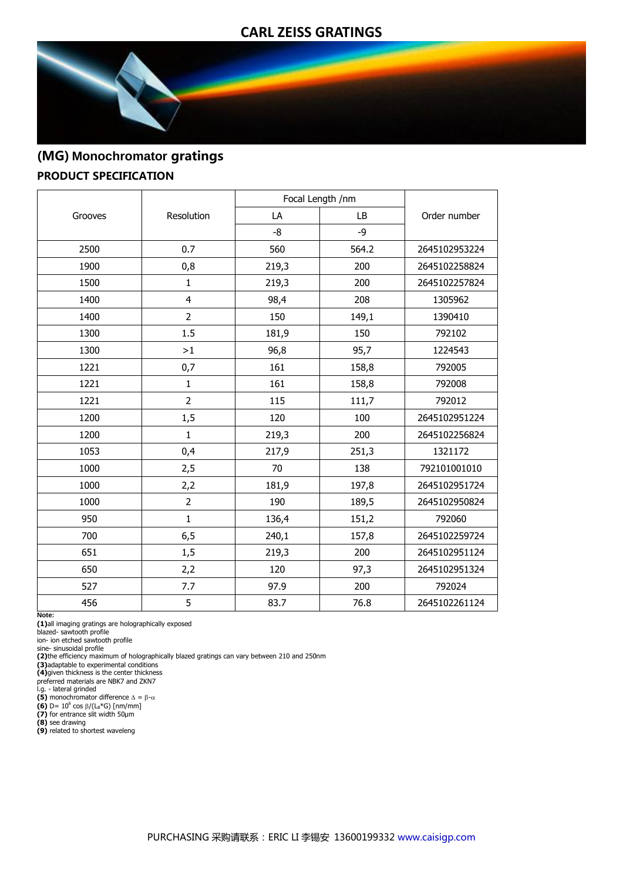## CARL ZEISS GRATINGS

## (MG) Monochromator gratings

### PRODUCT SPECIFICATION

| Grooves | Resolution | Focal Length /nm | | Order number |
|---|---|---|---|---|
| | | LA | LB | |
| | | -8 | -9 | |
| 2500 | 0.7 | 560 | 564.2 | 2645102953224 |
| 1900 | 0,8 | 219,3 | 200 | 2645102258824 |
| 1500 | 1 | 219,3 | 200 | 2645102257824 |
| 1400 | 4 | 98,4 | 208 | 1305962 |
| 1400 | 2 | 150 | 149,1 | 1390410 |
| 1300 | 1.5 | 181,9 | 150 | 792102 |
| 1300 | >1 | 96,8 | 95,7 | 1224543 |
| 1221 | 0,7 | 161 | 158,8 | 792005 |
| 1221 | 1 | 161 | 158,8 | 792008 |
| 1221 | 2 | 115 | 111,7 | 792012 |
| 1200 | 1,5 | 120 | 100 | 2645102951224 |
| 1200 | 1 | 219,3 | 200 | 2645102256824 |
| 1053 | 0,4 | 217,9 | 251,3 | 1321172 |
| 1000 | 2,5 | 70 | 138 | 792101001010 |
| 1000 | 2,2 | 181,9 | 197,8 | 2645102951724 |
| 1000 | 2 | 190 | 189,5 | 2645102950824 |
| 950 | 1 | 136,4 | 151,2 | 792060 |
| 700 | 6,5 | 240,1 | 157,8 | 2645102259724 |
| 651 | 1,5 | 219,3 | 200 | 2645102951124 |
| 650 | 2,2 | 120 | 97,3 | 2645102951324 |
| 527 | 7.7 | 97.9 | 200 | 792024 |
| 456 | 5 | 83.7 | 76.8 | 2645102261124 |

**Note:**
**(1)**all imaging gratings are holographically exposed
blazed- sawtooth profile
ion- ion etched sawtooth profile
sine- sinusoidal profile
**(2)**the efficiency maximum of holographically blazed gratings can vary between 210 and 250nm
**(3)**adaptable to experimental conditions
**(4)**given thickness is the center thickness
preferred materials are NBK7 and ZKN7
l.g. - lateral grinded
**(5)** monochromator difference $\Delta = \beta - \alpha$
**(6)** $D = 10^6 \cos \beta / (L_B * G)$ [nm/mm]
**(7)** for entrance slit width 50µm
**(8)** see drawing
**(9)** related to shortest waveleng

PURCHASING 采购请联系：ERIC LI 李锡安 13600199332 www.caisigp.com